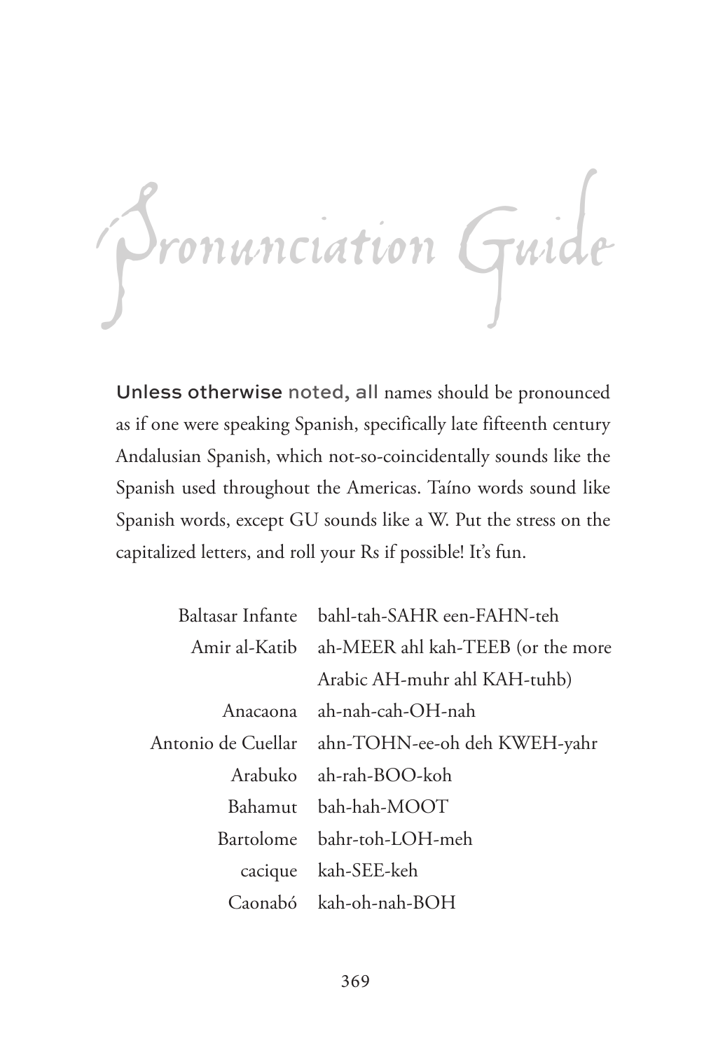# Pronunciation Guide

Unless otherwise noted, all names should be pronounced as if one were speaking Spanish, specifically late fifteenth century Andalusian Spanish, which not-so-coincidentally sounds like the Spanish used throughout the Americas. Taíno words sound like Spanish words, except GU sounds like a W. Put the stress on the capitalized letters, and roll your Rs if possible! It's fun.

| | |
|---|---|
| Baltasar Infante | bahl-tah-SAHR een-FAHN-teh |
| Amir al-Katib | ah-MEER ahl kah-TEEB (or the more Arabic AH-muhr ahl KAH-tuhb) |
| Anacaona | ah-nah-cah-OH-nah |
| Antonio de Cuellar | ahn-TOHN-ee-oh deh KWEH-yahr |
| Arabuko | ah-rah-BOO-koh |
| Bahamut | bah-hah-MOOT |
| Bartolome | bahr-toh-LOH-meh |
| cacique | kah-SEE-keh |
| Caonabó | kah-oh-nah-BOH |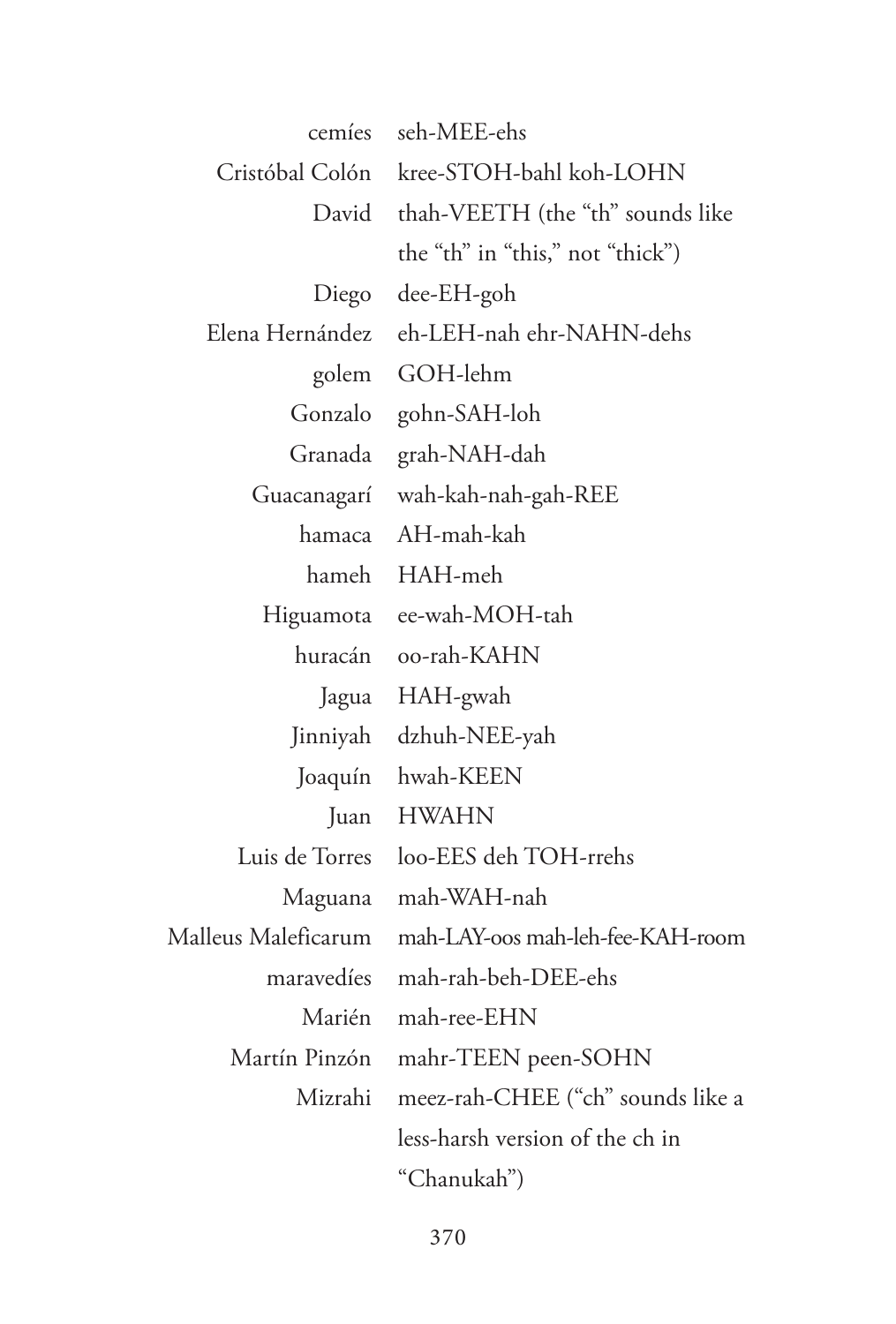| | |
|---|---|
| cemíes | seh-MEE-ehs |
| Cristóbal Colón | kree-STOH-bahl koh-LOHN |
| David | thah-VEETH (the "th" sounds like the "th" in "this," not "thick") |
| Diego | dee-EH-goh |
| Elena Hernández | eh-LEH-nah ehr-NAHN-dehs |
| golem | GOH-lehm |
| Gonzalo | gohn-SAH-loh |
| Granada | grah-NAH-dah |
| Guacanagarí | wah-kah-nah-gah-REE |
| hamaca | AH-mah-kah |
| hameh | HAH-meh |
| Higuamota | ee-wah-MOH-tah |
| huracán | oo-rah-KAHN |
| Jagua | HAH-gwah |
| Jinniyah | dzhuh-NEE-yah |
| Joaquín | hwah-KEEN |
| Juan | HWAHN |
| Luis de Torres | loo-EES deh TOH-rrehs |
| Maguana | mah-WAH-nah |
| Malleus Maleficarum | mah-LAY-oos mah-leh-fee-KAH-room |
| maravedíes | mah-rah-beh-DEE-ehs |
| Marién | mah-ree-EHN |
| Martín Pinzón | mahr-TEEN peen-SOHN |
| Mizrahi | meez-rah-CHEE ("ch" sounds like a less-harsh version of the ch in "Chanukah") |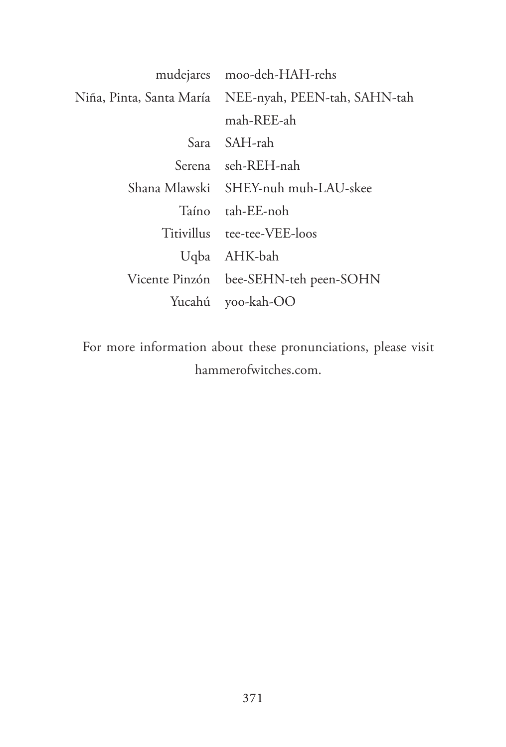| | |
|---|---|
| mudejares | moo-deh-HAH-rehs |
| Niña, Pinta, Santa María | NEE-nyah, PEEN-tah, SAHN-tah mah-REE-ah |
| Sara | SAH-rah |
| Serena | seh-REH-nah |
| Shana Mlawski | SHEY-nuh muh-LAU-skee |
| Taíno | tah-EE-noh |
| Titivillus | tee-tee-VEE-loos |
| Uqba | AHK-bah |
| Vicente Pinzón | bee-SEHN-teh peen-SOHN |
| Yucahú | yoo-kah-OO |

For more information about these pronunciations, please visit hammerofwitches.com.